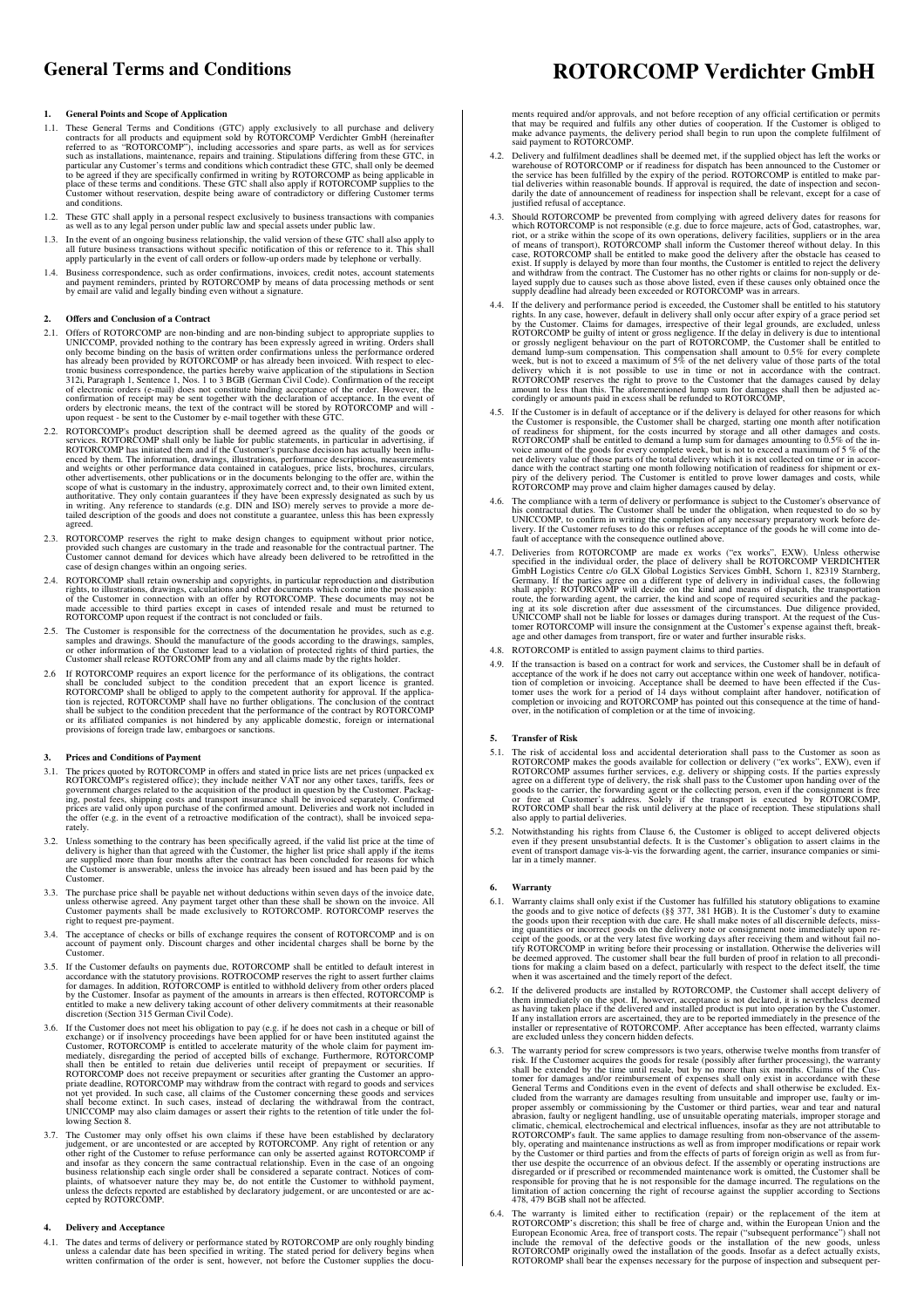# General Terms and Conditions

# ROTORCOMP Verdichter GmbH

## 1. General Points and Scope of Application

1.1. These General Terms and Conditions (GTC) apply exclusively to all purchase and delivery contracts for all products and equipment sold by ROTORCOMP Verdichter GmbH (hereinafter referred to as "ROTORCOMP"), including accessories and spare parts, as well as for services such as installations, maintenance, repairs and training. Stipulations differing from these GTC, in particular any Customer's terms and conditions which contradict these GTC, shall only be deemed to be agreed if they are specifically confirmed in writing by ROTORCOMP as being applicable in place of these terms and conditions. These GTC shall also apply if ROTORCOMP supplies to the Customer without reservation, despite being aware of contradictory or differing Customer terms and conditions.

1.2. These GTC shall apply in a personal respect exclusively to business transactions with companies as well as to any legal person under public law and special assets under public law.

1.3. In the event of an ongoing business relationship, the valid version of these GTC shall also apply to all future business transactions without specific notification of this or reference to it. This shall apply particularly in the event of call orders or follow-up orders made by telephone or verbally.

1.4. Business correspondence, such as order confirmations, invoices, credit notes, account statements and payment reminders, printed by ROTORCOMP by means of data processing methods or sent by email are valid and legally binding even without a signature.

## 2. Offers and Conclusion of a Contract

2.1. Offers of ROTORCOMP are non-binding and are non-binding subject to appropriate supplies to UNICCOMP, provided nothing to the contrary has been expressly agreed in writing. Orders shall only become binding on the basis of written order confirmations unless the performance ordered has already been provided by ROTORCOMP or has already been invoiced. With respect to electronic business correspondence, the parties hereby waive application of the stipulations in Section 312i, Paragraph 1, Sentence 1, Nos. 1 to 3 BGB (German Civil Code). Confirmation of the receipt of electronic orders (e-mail) does not constitute binding acceptance of the order. However, the confirmation of receipt may be sent together with the declaration of acceptance. In the event of orders by electronic means, the text of the contract will be stored by ROTORCOMP and will - upon request - be sent to the Customer by e-mail together with these GTC.

2.2. ROTORCOMP's product description shall be deemed agreed as the quality of the goods or services. ROTORCOMP shall only be liable for public statements, in particular in advertising, if ROTORCOMP has initiated them and if the Customer's purchase decision has actually been influenced by them. The information, drawings, illustrations, performance descriptions, measurements and weights or other performance data contained in catalogues, price lists, brochures, circulars, other advertisements, other publications or in the documents belonging to the offer are, within the scope of what is customary in the industry, approximately correct and, to their own limited extent, authoritative. They only contain guarantees if they have been expressly designated as such by us in writing. Any reference to standards (e.g. DIN and ISO) merely serves to provide a more detailed description of the goods and does not constitute a guarantee, unless this has been expressly agreed.

2.3. ROTORCOMP reserves the right to make design changes to equipment without prior notice, provided such changes are customary in the trade and reasonable for the contractual partner. The Customer cannot demand for devices which have already been delivered to be retrofitted in the case of design changes within an ongoing series.

2.4. ROTORCOMP shall retain ownership and copyrights, in particular reproduction and distribution rights, to illustrations, drawings, calculations and other documents which come into the possession of the Customer in connection with an offer by ROTORCOMP. These documents may not be made accessible to third parties except in cases of intended resale and must be returned to ROTORCOMP upon request if the contract is not concluded or fails.

2.5. The Customer is responsible for the correctness of the documentation he provides, such as e.g. samples and drawings. Should the manufacture of the goods according to the drawings, samples, or other information of the Customer lead to a violation of protected rights of third parties, the Customer shall release ROTORCOMP from any and all claims made by the rights holder.

2.6 If ROTORCOMP requires an export licence for the performance of its obligations, the contract shall be concluded subject to the condition precedent that an export licence is granted. ROTORCOMP shall be obliged to apply to the competent authority for approval. If the application is rejected, ROTORCOMP shall have no further obligations. The conclusion of the contract shall be subject to the condition precedent that the performance of the contract by ROTORCOMP or its affiliated companies is not hindered by any applicable domestic, foreign or international provisions of foreign trade law, embargoes or sanctions.

## 3. Prices and Conditions of Payment

3.1. The prices quoted by ROTORCOMP in offers and stated in price lists are net prices (unpacked ex ROTORCOMP's registered office); they include neither VAT nor any other taxes, tariffs, fees or government charges related to the acquisition of the product in question by the Customer. Packaging, postal fees, shipping costs and transport insurance shall be invoiced separately. Confirmed prices are valid only upon purchase of the confirmed amount. Deliveries and work not included in the offer (e.g. in the event of a retroactive modification of the contract), shall be invoiced separately.

3.2. Unless something to the contrary has been specifically agreed, if the valid list price at the time of delivery is higher than that agreed with the Customer, the higher list price shall apply if the items are supplied more than four months after the contract has been concluded for reasons for which the Customer is answerable, unless the invoice has already been issued and has been paid by the Customer.

3.3. The purchase price shall be payable net without deductions within seven days of the invoice date, unless otherwise agreed. Any payment target other than these shall be shown on the invoice. All Customer payments shall be made exclusively to ROTORCOMP. ROTORCOMP reserves the right to request pre-payment.

3.4. The acceptance of checks or bills of exchange requires the consent of ROTORCOMP and is on account of payment only. Discount charges and other incidental charges shall be borne by the Customer.

3.5. If the Customer defaults on payments due, ROTORCOMP shall be entitled to default interest in accordance with the statutory provisions. ROTORCOMP reserves the right to assert further claims for damages. In addition, ROTORCOMP is entitled to withhold delivery from other orders placed by the Customer. Insofar as payment of the amounts in arrears is then effected, ROTORCOMP is entitled to make a new delivery taking account of other delivery commitments at their reasonable discretion (Section 315 German Civil Code).

3.6. If the Customer does not meet his obligation to pay (e.g. if he does not cash in a cheque or bill of exchange) or if insolvency proceedings have been applied for or have been instituted against the Customer, ROTORCOMP is entitled to accelerate maturity of the whole claim for payment immediately, disregarding the period of accepted bills of exchange. Furthermore, ROTORCOMP shall then be entitled to retain due deliveries until receipt of prepayment or securities. If ROTORCOMP does not receive prepayment or securities after granting the Customer an appropriate deadline, ROTORCOMP may withdraw from the contract with regard to goods and services not yet provided. In such case, all claims of the Customer concerning these goods and services shall become extinct. In such cases, instead of declaring the withdrawal from the contract, UNICCOMP may also claim damages or assert their rights to the retention of title under the following Section 8.

3.7. The Customer may only offset his own claims if these have been established by declaratory judgement, or are uncontested or are accepted by ROTORCOMP. Any right of retention or any other right of the Customer to refuse performance can only be asserted against ROTORCOMP if and insofar as they concern the same contractual relationship. Even in the case of an ongoing business relationship each single order shall be considered a separate contract. Notices of complaints, of whatsoever nature they may be, do not entitle the Customer to withhold payment, unless the defects reported are established by declaratory judgement, or are uncontested or are accepted by ROTORCOMP.

## 4. Delivery and Acceptance

4.1. The dates and terms of delivery or performance stated by ROTORCOMP are only roughly binding unless a calendar date has been specified in writing. The stated period for delivery begins when written confirmation of the order is sent, however, not before the Customer supplies the documents required and/or approvals, and not before reception of any official certification or permits that may be required and fulfils any other duties of cooperation. If the Customer is obliged to make advance payments, the delivery period shall begin to run upon the complete fulfilment of said payment to ROTORCOMP.

4.2. Delivery and fulfilment deadlines shall be deemed met, if the supplied object has left the works or warehouse of ROTORCOMP or if readiness for dispatch has been announced to the Customer or the service has been fulfilled by the expiry of the period. ROTORCOMP is entitled to make partial deliveries within reasonable bounds. If approval is required, the date of inspection and secondarily the date of announcement of readiness for inspection shall be relevant, except for a case of justified refusal of acceptance.

4.3. Should ROTORCOMP be prevented from complying with agreed delivery dates for reasons for which ROTORCOMP is not responsible (e.g. due to force majeure, acts of God, catastrophes, war, riot, or a strike within the scope of its own operations, delivery facilities, suppliers or in the area of means of transport), ROTORCOMP shall inform the Customer thereof without delay. In this case, ROTORCOMP shall be entitled to make good the delivery after the obstacle has ceased to exist. If supply is delayed by more than four months, the Customer is entitled to reject the delivery and withdraw from the contract. The Customer has no other rights or claims for non-supply or delayed supply due to causes such as those above listed, even if these causes only obtained once the supply deadline had already been exceeded or ROTORCOMP was in arrears.

4.4. If the delivery and performance period is exceeded, the Customer shall be entitled to his statutory rights. In any case, however, default in delivery shall only occur after expiry of a grace period set by the Customer. Claims for damages, irrespective of their legal grounds, are excluded, unless ROTORCOMP be guilty of intent or gross negligence. If the delay in delivery is due to intentional or grossly negligent behaviour on the part of ROTORCOMP, the Customer shall be entitled to demand lump-sum compensation. This compensation shall amount to 0.5% for every complete week, but is not to exceed a maximum of 5% of the net delivery value of those parts of the total delivery which it is not possible to use in time or not in accordance with the contract. ROTORCOMP reserves the right to prove to the Customer that the damages caused by delay amount to less than this. The aforementioned lump sum for damages shall then be adjusted accordingly or amounts paid in excess shall be refunded to ROTORCOMP.

4.5. If the Customer is in default of acceptance or if the delivery is delayed for other reasons for which the Customer is responsible, the Customer shall be charged, starting one month after notification of readiness for shipment, for the costs incurred by storage and all other damages and costs. ROTORCOMP shall be entitled to demand a lump sum for damages amounting to 0.5% of the invoice amount of the goods for every complete week, but is not to exceed a maximum of 5 % of the net delivery value of those parts of the total delivery which it is not collected on time or in accordance with the contract starting one month following notification of readiness for shipment or expiry of the delivery period. The Customer is entitled to prove lower damages and costs, while ROTORCOMP may prove and claim higher damages caused by delay.

4.6. The compliance with a term of delivery or performance is subject to the Customer's observance of his contractual duties. The Customer shall be under the obligation, when requested to do so by UNICCOMP, to confirm in writing the completion of any necessary preparatory work before delivery. If the Customer refuses to do this or refuses acceptance of the goods he will come into default of acceptance with the consequence outlined above.

4.7. Deliveries from ROTORCOMP are made ex works ("ex works", EXW). Unless otherwise specified in the individual order, the place of delivery shall be ROTORCOMP VERDICHTER GmbH Logistics Centre c/o GLX Global Logistics Services GmbH, Schorn 1, 82319 Starnberg, Germany. If the parties agree on a different type of delivery in individual cases, the following shall apply: ROTORCOMP will decide on the kind and means of dispatch, the transportation route, the forwarding agent, the carrier, the kind and scope of required securities and the packaging at its sole discretion after due assessment of the circumstances. Due diligence provided, UNICCOMP shall not be liable for losses or damages during transport. At the request of the Customer ROTORCOMP will insure the consignment at the Customer's expense against theft, breakage and other damages from transport, fire or water and further insurable risks.

4.8. ROTORCOMP is entitled to assign payment claims to third parties.

4.9. If the transaction is based on a contract for work and services, the Customer shall be in default of acceptance of the work if he does not carry out acceptance within one week of handover, notification of completion or invoicing. Acceptance shall be deemed to have been effected if the Customer uses the work for a period of 14 days without complaint after handover, notification of completion or invoicing and ROTORCOMP has pointed out this consequence at the time of handover, in the notification of completion or at the time of invoicing.

## 5. Transfer of Risk

5.1. The risk of accidental loss and accidental deterioration shall pass to the Customer as soon as ROTORCOMP makes the goods available for collection or delivery ("ex works", EXW), even if ROTORCOMP assumes further services, e.g. delivery or shipping costs. If the parties expressly agree on a different type of delivery, the risk shall pass to the Customer upon handing over of the goods to the carrier, the forwarding agent or the collecting person, even if the consignment is free or free at Customer's address. Solely if the transport is executed by ROTORCOMP, ROTORCOMP shall bear the risk until delivery at the place of reception. These stipulations shall also apply to partial deliveries.

5.2. Notwithstanding his rights from Clause 6, the Customer is obliged to accept delivered objects even if they present unsubstantial defects. It is the Customer's obligation to assert claims in the event of transport damage vis-à-vis the forwarding agent, the carrier, insurance companies or similar in a timely manner.

## 6. Warranty

6.1. Warranty claims shall only exist if the Customer has fulfilled his statutory obligations to examine the goods and to give notice of defects (§§ 377, 381 HGB). It is the Customer's duty to examine the goods upon their reception with due care. He shall make notes of all discernible defects, missing quantities or incorrect goods on the delivery note or consignment note immediately upon receipt of the goods, or at the very latest five working days after receiving them and without fail notify ROTORCOMP in writing before their processing or installation. Otherwise the deliveries will be deemed approved. The customer shall bear the full burden of proof in relation to all preconditions for making a claim based on a defect, particularly with respect to the defect itself, the time when it was ascertained and the timely report of the defect.

6.2. If the delivered products are installed by ROTORCOMP, the Customer shall accept delivery of them immediately on the spot. If, however, acceptance is not declared, it is nevertheless deemed as having taken place if the delivered and installed product is put into operation by the Customer. If any installation errors are ascertained, they are to be reported immediately in the presence of the installer or representative of ROTORCOMP. After acceptance has been effected, warranty claims are excluded unless they concern hidden defects.

6.3. The warranty period for screw compressors is two years, otherwise twelve months from transfer of risk. If the Customer acquires the goods for resale (possibly after further processing), the warranty shall be extended by the time until resale, but by no more than six months. Claims of the Customer for damages and/or reimbursement of expenses shall only exist in accordance with these General Terms and Conditions even in the event of defects and shall otherwise be excluded. Excluded from the warranty are damages resulting from unsuitable and improper use, faulty or improper assembly or commissioning by the Customer or third parties, wear and tear and natural abrasion, faulty or negligent handling, use of unsuitable operating materials, improper storage and climatic, chemical, electrochemical and electrical influences, insofar as they are not attributable to ROTORCOMP's fault. The same applies to damage resulting from non-observance of the assembly, operating and maintenance instructions as well as from improper modifications or repair work by the Customer or third parties and from the effects of parts of foreign origin as well as from further use despite the occurrence of an obvious defect. If the assembly or operating instructions are disregarded or if prescribed or recommended maintenance work is omitted, the Customer shall be responsible for proving that he is not responsible for the damage incurred. The regulations on the limitation of action concerning the right of recourse against the supplier according to Sections 478, 479 BGB shall not be affected.

6.4. The warranty is limited either to rectification (repair) or the replacement of the item at ROTORCOMP's discretion; this shall be free of charge and, within the European Union and the European Economic Area, free of transport costs. The repair ("subsequent performance") shall not include the removal of the defective goods or the installation of the new goods, unless ROTORCOMP originally owed the installation of the goods. Insofar as a defect actually exists, ROTORCOMP shall bear the expenses necessary for the purpose of inspection and subsequent per-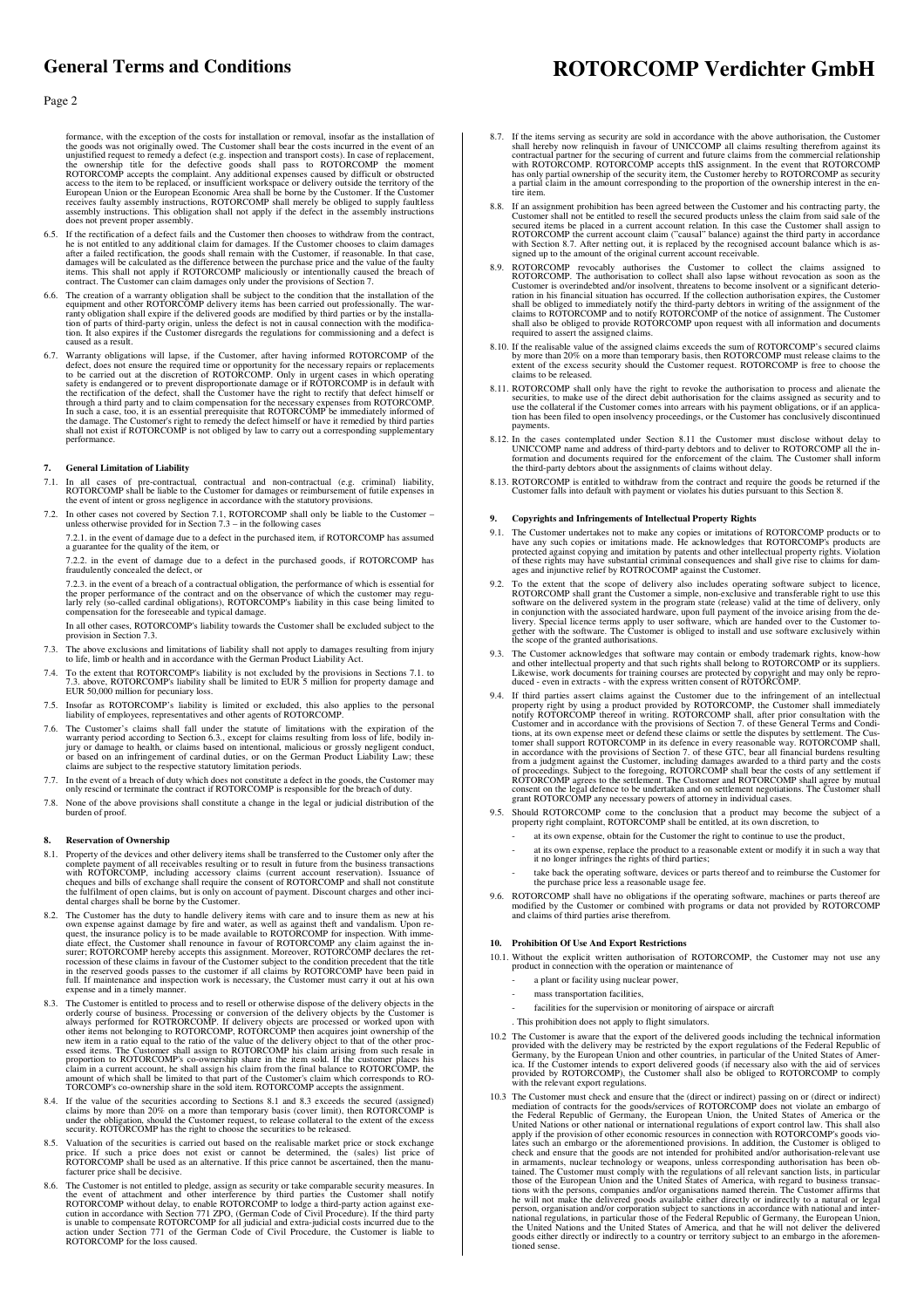formance, with the exception of the costs for installation or removal, insofar as the installation of the goods was not originally owed. The Customer shall bear the costs incurred in the event of an unjustified request to remedy a defect (e.g. inspection and transport costs). In case of replacement, the ownership title for the defective goods shall pass to ROTORCOMP the moment ROTORCOMP accepts the complaint. Any additional expenses caused by difficult or obstructed access to the item to be replaced, or insufficient workspace or delivery outside the territory of the European Union or the European Economic Area shall be borne by the Customer. If the Customer receives faulty assembly instructions, ROTORCOMP shall merely be obliged to supply faultless assembly instructions. This obligation shall not apply if the defect in the assembly instructions does not prevent proper assembly.

6.5. If the rectification of a defect fails and the Customer then chooses to withdraw from the contract, he is not entitled to any additional claim for damages. If the Customer chooses to claim damages after a failed rectification, the goods shall remain with the Customer, if reasonable. In that case, damages will be calculated as the difference between the purchase price and the value of the faulty items. This shall not apply if ROTORCOMP maliciously or intentionally caused the breach of contract. The Customer can claim damages only under the provisions of Section 7.

6.6. The creation of a warranty obligation shall be subject to the condition that the installation of the equipment and other ROTORCOMP delivery items has been carried out professionally. The warranty obligation shall expire if the delivered goods are modified by third parties or by the installation of parts of third-party origin, unless the defect is not in causal connection with the modification. It also expires if the Customer disregards the regulations for commissioning and a defect is caused as a result.

6.7. Warranty obligations will lapse, if the Customer, after having informed ROTORCOMP of the defect, does not ensure the required time or opportunity for the necessary repairs or replacements to be carried out at the discretion of ROTORCOMP. Only in urgent cases in which operating safety is endangered or to prevent disproportionate damage or if ROTORCOMP is in default with the rectification of the defect, shall the Customer have the right to rectify that defect himself or through a third party and to claim compensation for the necessary expenses from ROTORCOMP. In such a case, too, it is an essential prerequisite that ROTORCOMP be immediately informed of the damage. The Customer's right to remedy the defect himself or have it remedied by third parties shall not exist if ROTORCOMP is not obliged by law to carry out a corresponding supplementary performance.

## 7. General Limitation of Liability

7.1. In all cases of pre-contractual, contractual and non-contractual (e.g. criminal) liability, ROTORCOMP shall be liable to the Customer for damages or reimbursement of futile expenses in the event of intent or gross negligence in accordance with the statutory provisions.

7.2. In other cases not covered by Section 7.1, ROTORCOMP shall only be liable to the Customer – unless otherwise provided for in Section 7.3 – in the following cases

7.2.1. in the event of damage due to a defect in the purchased item, if ROTORCOMP has assumed a guarantee for the quality of the item, or

7.2.2. in the event of damage due to a defect in the purchased goods, if ROTORCOMP has fraudulently concealed the defect, or

7.2.3. in the event of a breach of a contractual obligation, the performance of which is essential for the proper performance of the contract and on the observance of which the customer may regularly rely (so-called cardinal obligations), ROTORCOMP's liability in this case being limited to compensation for the foreseeable and typical damage.

In all other cases, ROTORCOMP's liability towards the Customer shall be excluded subject to the provision in Section 7.3.

7.3. The above exclusions and limitations of liability shall not apply to damages resulting from injury to life, limb or health and in accordance with the German Product Liability Act.

7.4. To the extent that ROTORCOMP's liability is not excluded by the provisions in Sections 7.1. to 7.3. above, ROTORCOMP's liability shall be limited to EUR 5 million for property damage and EUR 50,000 million for pecuniary loss.

7.5. Insofar as ROTORCOMP's liability is limited or excluded, this also applies to the personal liability of employees, representatives and other agents of ROTORCOMP.

7.6. The Customer's claims shall fall under the statute of limitations with the expiration of the warranty period according to Section 6.3., except for claims resulting from loss of life, bodily injury or damage to health, or claims based on intentional, malicious or grossly negligent conduct, or based on an infringement of cardinal duties, or on the German Product Liability Law; these claims are subject to the respective statutory limitation periods.

7.7. In the event of a breach of duty which does not constitute a defect in the goods, the Customer may only rescind or terminate the contract if ROTORCOMP is responsible for the breach of duty.

7.8. None of the above provisions shall constitute a change in the legal or judicial distribution of the burden of proof.

## 8. Reservation of Ownership

8.1. Property of the devices and other delivery items shall be transferred to the Customer only after the complete payment of all receivables resulting or to result in future from the business transactions with ROTORCOMP, including accessory claims (current account reservation). Issuance of cheques and bills of exchange shall require the consent of ROTORCOMP and shall not constitute the fulfilment of open claims, but is only on account of payment. Discount charges and other incidental charges shall be borne by the Customer.

8.2. The Customer has the duty to handle delivery items with care and to insure them as new at his own expense against damage by fire and water, as well as against theft and vandalism. Upon request, the insurance policy is to be made available to ROTORCOMP for inspection. With immediate effect, the Customer shall renounce in favour of ROTORCOMP any claim against the insurer; ROTORCOMP hereby accepts this assignment. Moreover, ROTORCOMP declares the retrocession of these claims in favour of the Customer subject to the condition precedent that the title in the reserved goods passes to the customer if all claims by ROTORCOMP have been paid in full. If maintenance and inspection work is necessary, the Customer must carry it out at his own expense and in a timely manner.

8.3. The Customer is entitled to process and to resell or otherwise dispose of the delivery objects in the orderly course of business. Processing or conversion of the delivery objects by the Customer is always performed for ROTORCOMP. If delivery objects are processed or worked upon with other items not belonging to ROTORCOMP, ROTORCOMP then acquires joint ownership of the new item in a ratio equal to the ratio of the value of the delivery object to that of the other processed items. The Customer shall assign to ROTORCOMP his claim arising from such resale in proportion to ROTORCOMP's co-ownership share in the item sold. If the customer places his claim in a current account, he shall assign his claim from the final balance to ROTORCOMP, the amount of which shall be limited to that part of the Customer's claim which corresponds to ROTORCOMP's co-ownership share in the sold item. ROTORCOMP accepts the assignment.

8.4. If the value of the securities according to Sections 8.1 and 8.3 exceeds the secured (assigned) claims by more than 20% on a more than temporary basis (cover limit), then ROTORCOMP is under the obligation, should the Customer request, to release collateral to the extent of the excess security. ROTORCOMP has the right to choose the securities to be released.

8.5. Valuation of the securities is carried out based on the realisable market price or stock exchange price. If such a price does not exist or cannot be determined, the (sales) list price of ROTORCOMP shall be used as an alternative. If this price cannot be ascertained, then the manufacturer price shall be decisive.

8.6. The Customer is not entitled to pledge, assign as security or take comparable security measures. In the event of attachment and other interference by third parties the Customer shall notify ROTORCOMP without delay, to enable ROTORCOMP to lodge a third-party action against execution in accordance with Section 771 ZPO, (German Code of Civil Procedure). If the third party is unable to compensate ROTORCOMP for all judicial and extra-judicial costs incurred due to the action under Section 771 of the German Code of Civil Procedure, the Customer is liable to ROTORCOMP for the loss caused.

8.7. If the items serving as security are sold in accordance with the above authorisation, the Customer shall hereby now relinquish in favour of UNICCOMP all claims resulting therefrom against its contractual partner for the securing of current and future claims from the commercial relationship with ROTORCOMP. ROTORCOMP accepts thIS assignment. In the event that ROTORCOMP has only partial ownership of the security item, the Customer hereby to ROTORCOMP as security a partial claim in the amount corresponding to the proportion of the ownership interest in the entire item.

8.8. If an assignment prohibition has been agreed between the Customer and his contracting party, the Customer shall not be entitled to resell the secured products unless the claim from said sale of the secured items be placed in a current account relation. In this case the Customer shall assign to ROTORCOMP the current account claim ("causal" balance) against the third party in accordance with Section 8.7. After netting out, it is replaced by the recognised account balance which is assigned up to the amount of the original current account receivable.

8.9. ROTORCOMP revocably authorises the Customer to collect the claims assigned to ROTORCOMP. The authorisation to collect shall also lapse without revocation as soon as the Customer is overindebted and/or insolvent, threatens to become insolvent or a significant deterioration in his financial situation has occurred. If the collection authorisation expires, the Customer shall be obliged to immediately notify the third-party debtors in writing of the assignment of the claims to ROTORCOMP and to notify ROTORCOMP of the notice of assignment. The Customer shall also be obliged to provide ROTORCOMP upon request with all information and documents required to assert the assigned claims.

8.10. If the realisable value of the assigned claims exceeds the sum of ROTORCOMP's secured claims by more than 20% on a more than temporary basis, then ROTORCOMP must release claims to the extent of the excess security should the Customer request. ROTORCOMP is free to choose the claims to be released.

8.11. ROTORCOMP shall only have the right to revoke the authorisation to process and alienate the securities, to make use of the direct debit authorisation for the claims assigned as security and to use the collateral if the Customer comes into arrears with his payment obligations, or if an application has been filed to open insolvency proceedings, or the Customer has conclusively discontinued payments.

8.12. In the cases contemplated under Section 8.11 the Customer must disclose without delay to UNICCOMP name and address of third-party debtors and to deliver to ROTORCOMP all the information and documents required for the enforcement of the claim. The Customer shall inform the third-party debtors about the assignments of claims without delay.

8.13. ROTORCOMP is entitled to withdraw from the contract and require the goods be returned if the Customer falls into default with payment or violates his duties pursuant to this Section 8.

## 9. Copyrights and Infringements of Intellectual Property Rights

9.1. The Customer undertakes not to make any copies or imitations of ROTORCOMP products or to have any such copies or imitations made. He acknowledges that ROTORCOMP's products are protected against copying and imitation by patents and other intellectual property rights. Violation of these rights may have substantial criminal consequences and shall give rise to claims for damages and injunctive relief by ROTROCOMP against the Customer.

9.2. To the extent that the scope of delivery also includes operating software subject to licence, ROTORCOMP shall grant the Customer a simple, non-exclusive and transferable right to use this software on the delivered system in the program state (release) valid at the time of delivery, only in conjunction with the associated hardware, upon full payment of the invoice arising from the delivery. Special licence terms apply to user software, which are handed over to the Customer together with the software. The Customer is obliged to install and use software exclusively within the scope of the granted authorisations.

9.3. The Customer acknowledges that software may contain or embody trademark rights, know-how and other intellectual property and that such rights shall belong to ROTORCOMP or its suppliers. Likewise, work documents for training courses are protected by copyright and may only be reproduced - even in extracts - with the express written consent of ROTORCOMP.

9.4. If third parties assert claims against the Customer due to the infringement of an intellectual property right by using a product provided by ROTORCOMP, the Customer shall immediately notify ROTORCOMP thereof in writing. ROTORCOMP shall, after prior consultation with the Customer and in accordance with the provisions of Section 7. of these General Terms and Conditions, at its own expense meet or defend these claims or settle the disputes by settlement. The Customer shall support ROTORCOMP in its defence in every reasonable way. ROTORCOMP shall, in accordance with the provisions of Section 7. of these GTC, bear all financial burdens resulting from a judgment against the Customer, including damages awarded to a third party and the costs of proceedings. Subject to the foregoing, ROTORCOMP shall bear the costs of any settlement if ROTORCOMP agrees to the settlement. The Customer and ROTORCOMP shall agree by mutual consent on the legal defence to be undertaken and on settlement negotiations. The Customer shall grant ROTORCOMP any necessary powers of attorney in individual cases.

9.5. Should ROTORCOMP come to the conclusion that a product may become the subject of a property right complaint, ROTORCOMP shall be entitled, at its own discretion, to

- at its own expense, obtain for the Customer the right to continue to use the product,
- at its own expense, replace the product to a reasonable extent or modify it in such a way that it no longer infringes the rights of third parties;
- take back the operating software, devices or parts thereof and to reimburse the Customer for the purchase price less a reasonable usage fee.

9.6. ROTORCOMP shall have no obligations if the operating software, machines or parts thereof are modified by the Customer or combined with programs or data not provided by ROTORCOMP and claims of third parties arise therefrom.

## 10. Prohibition Of Use And Export Restrictions

10.1. Without the explicit written authorisation of ROTORCOMP, the Customer may not use any product in connection with the operation or maintenance of

- a plant or facility using nuclear power,
- mass transportation facilities,
- facilities for the supervision or monitoring of airspace or aircraft

. This prohibition does not apply to flight simulators.

10.2 The Customer is aware that the export of the delivered goods including the technical information provided with the delivery may be restricted by the export regulations of the Federal Republic of Germany, by the European Union and other countries, in particular of the United States of America. If the Customer intends to export delivered goods (if necessary also with the aid of services provided by ROTORCOMP), the Customer shall also be obliged to ROTORCOMP to comply with the relevant export regulations.

10.3 The Customer must check and ensure that the (direct or indirect) passing on or (direct or indirect) mediation of contracts for the goods/services of ROTORCOMP does not violate an embargo of the Federal Republic of Germany, the European Union, the United States of America or the United Nations or other national or international regulations of export control law. This shall also apply if the provision of other economic resources in connection with ROTORCOMP's goods violates such an embargo or the aforementioned provisions. In addition, the Customer is obliged to check and ensure that the goods are not intended for prohibited and/or authorisation-relevant use in armaments, nuclear technology or weapons, unless corresponding authorisation has been obtained. The Customer must comply with the regulations of all relevant sanction lists, in particular those of the European Union and the United States of America, with regard to business transactions with the persons, companies and/or organisations named therein. The Customer affirms that he will not make the delivered goods available either directly or indirectly to a natural or legal person, organisation and/or corporation subject to sanctions in accordance with national and international regulations, in particular those of the Federal Republic of Germany, the European Union, the United Nations and the United States of America, and that he will not deliver the delivered goods either directly or indirectly to a country or territory subject to an embargo in the aforementioned sense.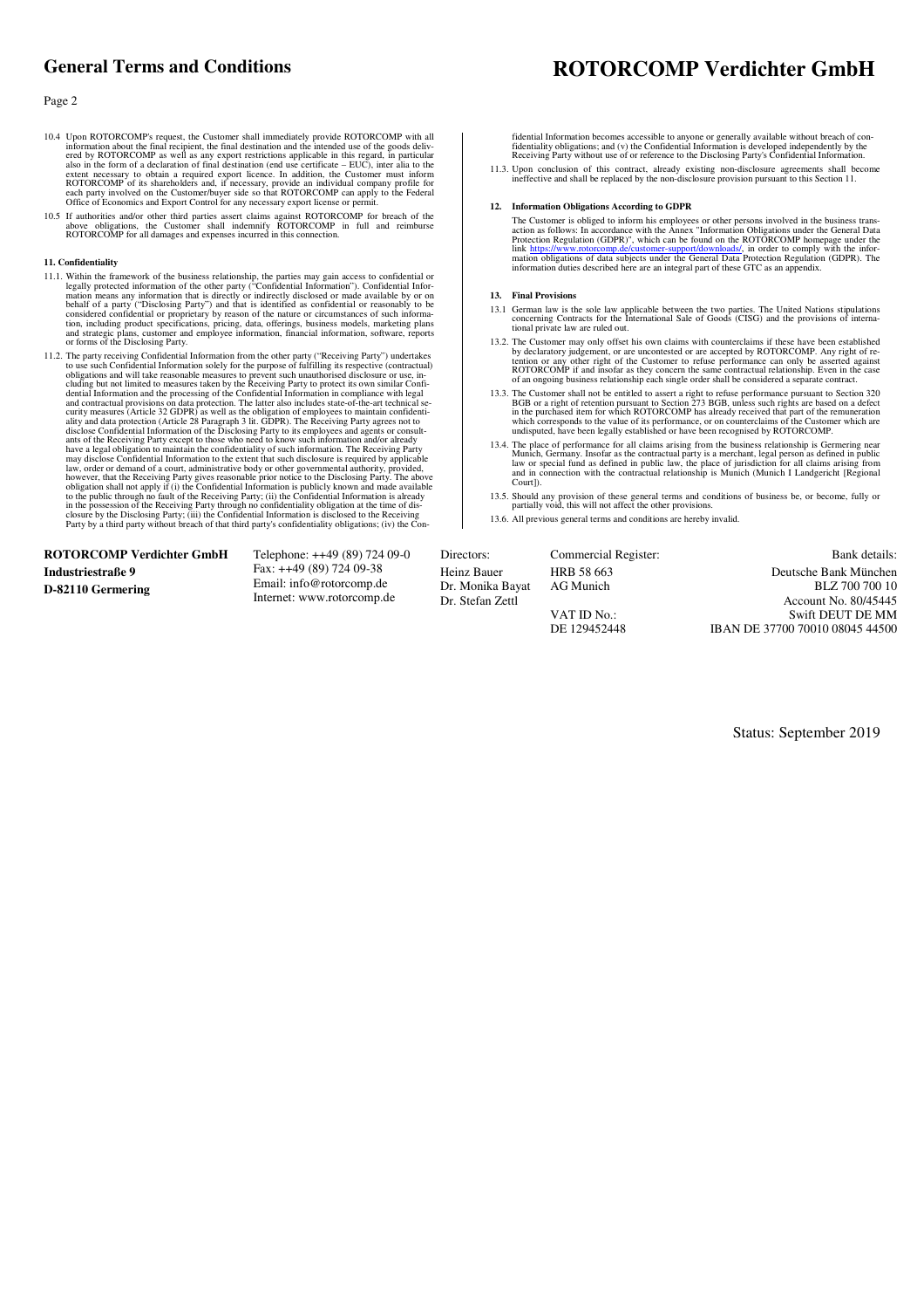10.4 Upon ROTORCOMP's request, the Customer shall immediately provide ROTORCOMP with all information about the final recipient, the final destination and the intended use of the goods delivered by ROTORCOMP as well as any export restrictions applicable in this regard, in particular also in the form of a declaration of final destination (end use certificate – EUC), inter alia to the extent necessary to obtain a required export licence. In addition, the Customer must inform ROTORCOMP of its shareholders and, if necessary, provide an individual company profile for each party involved on the Customer/buyer side so that ROTORCOMP can apply to the Federal Office of Economics and Export Control for any necessary export license or permit.

10.5 If authorities and/or other third parties assert claims against ROTORCOMP for breach of the above obligations, the Customer shall indemnify ROTORCOMP in full and reimburse ROTORCOMP for all damages and expenses incurred in this connection.

#### 11. Confidentiality

11.1. Within the framework of the business relationship, the parties may gain access to confidential or legally protected information of the other party ("Confidential Information"). Confidential Information means any information that is directly or indirectly disclosed or made available by or on behalf of a party ("Disclosing Party") and that is identified as confidential or reasonably to be considered confidential or proprietary by reason of the nature or circumstances of such information, including product specifications, pricing, data, offerings, business models, marketing plans and strategic plans, customer and employee information, financial information, software, reports or forms of the Disclosing Party.

11.2. The party receiving Confidential Information from the other party ("Receiving Party") undertakes to use such Confidential Information solely for the purpose of fulfilling its respective (contractual) obligations and will take reasonable measures to prevent such unauthorised disclosure or use, including but not limited to measures taken by the Receiving Party to protect its own similar Confidential Information and the processing of the Confidential Information in compliance with legal and contractual provisions on data protection. The latter also includes state-of-the-art technical security measures (Article 32 GDPR) as well as the obligation of employees to maintain confidentiality and data protection (Article 28 Paragraph 3 lit. GDPR). The Receiving Party agrees not to disclose Confidential Information of the Disclosing Party to its employees and agents or consultants of the Receiving Party except to those who need to know such information and/or already have a legal obligation to maintain the confidentiality of such information. The Receiving Party may disclose Confidential Information to the extent that such disclosure is required by applicable law, order or demand of a court, administrative body or other governmental authority, provided, however, that the Receiving Party gives reasonable prior notice to the Disclosing Party. The above obligation shall not apply if (i) the Confidential Information is publicly known and made available to the public through no fault of the Receiving Party; (ii) the Confidential Information is already in the possession of the Receiving Party through no confidentiality obligation at the time of disclosure by the Disclosing Party; (iii) the Confidential Information is disclosed to the Receiving Party by a third party without breach of that third party's confidentiality obligations; (iv) the Confidential Information becomes accessible to anyone or generally available without breach of confidentiality obligations; and (v) the Confidential Information is developed independently by the Receiving Party without use of or reference to the Disclosing Party's Confidential Information.

11.3. Upon conclusion of this contract, already existing non-disclosure agreements shall become ineffective and shall be replaced by the non-disclosure provision pursuant to this Section 11.

#### 12. Information Obligations According to GDPR

The Customer is obliged to inform his employees or other persons involved in the business transaction as follows: In accordance with the Annex "Information Obligations under the General Data Protection Regulation (GDPR)", which can be found on the ROTORCOMP homepage under the link https://www.rotorcomp.de/customer-support/downloads/, in order to comply with the information obligations of data subjects under the General Data Protection Regulation (GDPR). The information duties described here are an integral part of these GTC as an appendix.

#### 13. Final Provisions

13.1 German law is the sole law applicable between the two parties. The United Nations stipulations concerning Contracts for the International Sale of Goods (CISG) and the provisions of international private law are ruled out.

13.2. The Customer may only offset his own claims with counterclaims if these have been established by declaratory judgement, or are uncontested or are accepted by ROTORCOMP. Any right of retention or any other right of the Customer to refuse performance can only be asserted against ROTORCOMP if and insofar as they concern the same contractual relationship. Even in the case of an ongoing business relationship each single order shall be considered a separate contract.

13.3. The Customer shall not be entitled to assert a right to refuse performance pursuant to Section 320 BGB or a right of retention pursuant to Section 273 BGB, unless such rights are based on a defect in the purchased item for which ROTORCOMP has already received that part of the remuneration which corresponds to the value of its performance, or on counterclaims of the Customer which are undisputed, have been legally established or have been recognised by ROTORCOMP.

13.4. The place of performance for all claims arising from the business relationship is Germering near Munich, Germany. Insofar as the contractual party is a merchant, legal person as defined in public law or special fund as defined in public law, the place of jurisdiction for all claims arising from and in connection with the contractual relationship is Munich (Munich I Landgericht [Regional Court]).

13.5. Should any provision of these general terms and conditions of business be, or become, fully or partially void, this will not affect the other provisions.

13.6. All previous general terms and conditions are hereby invalid.

**ROTORCOMP Verdichter GmbH**
**Industriestraße 9**
**D-82110 Germering**

Telephone: ++49 (89) 724 09-0
Fax: ++49 (89) 724 09-38
Email: info@rotorcomp.de
Internet: www.rotorcomp.de

Directors:
Heinz Bauer
Dr. Monika Bayat
Dr. Stefan Zettl

Commercial Register:
HRB 58 663
AG Munich

VAT ID No.:
DE 129452448

Bank details:
Deutsche Bank München
BLZ 700 700 10
Account No. 80/45445
Swift DEUT DE MM
IBAN DE 37700 70010 08045 44500

Status: September 2019